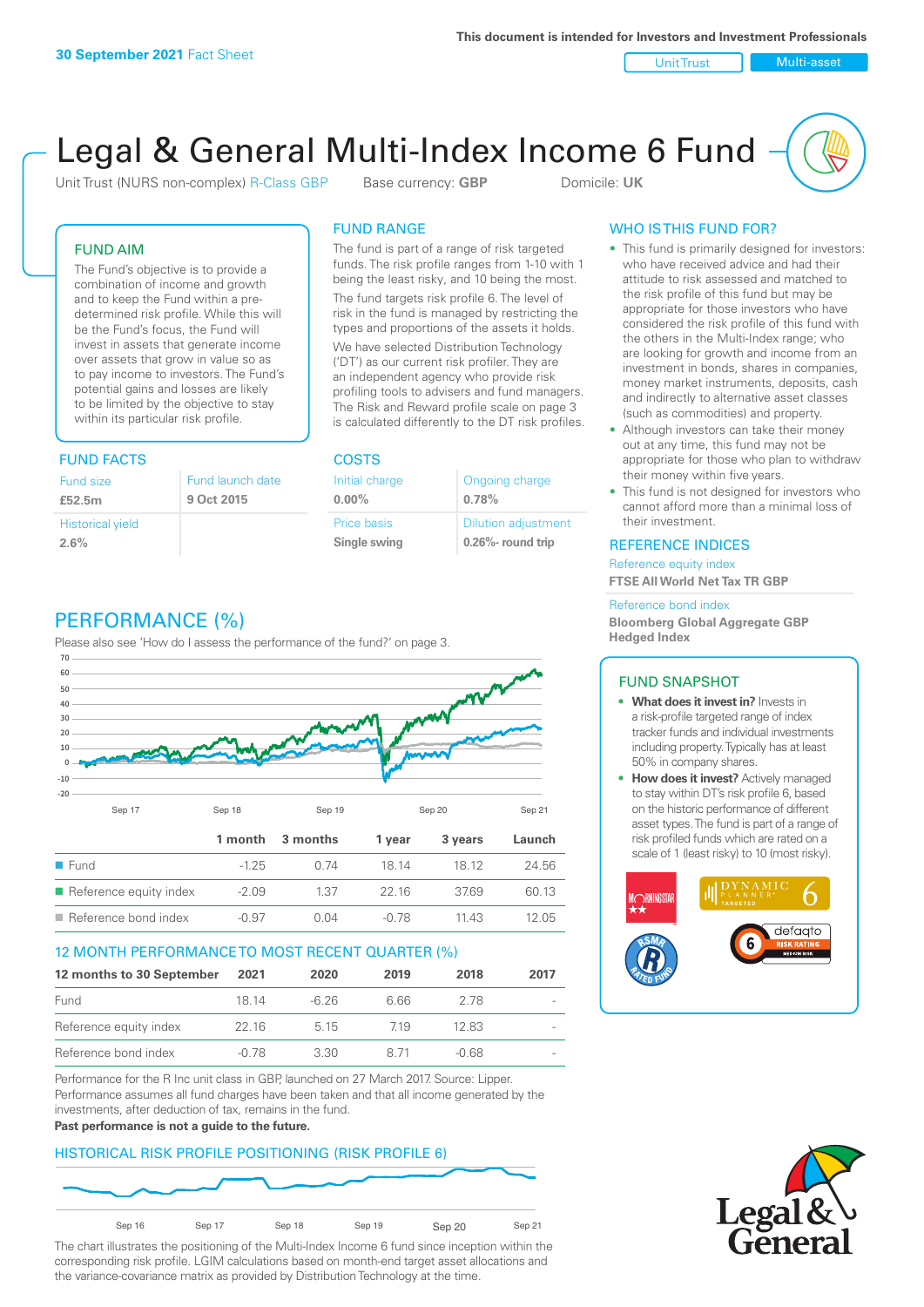**30 September 2021** Fact Sheet

This document is intended for Investors and Investment Professionals

Unit Trust | Multi-asset

# Legal & General Multi-Index Income 6 Fund

Unit Trust (NURS non-complex) R-Class GBP  Base currency: **GBP**  Domicile: **UK**

## FUND AIM

The Fund's objective is to provide a combination of income and growth and to keep the Fund within a pre-determined risk profile. While this will be the Fund's focus, the Fund will invest in assets that generate income over assets that grow in value so as to pay income to investors. The Fund's potential gains and losses are likely to be limited by the objective to stay within its particular risk profile.

## FUND FACTS

| Fund size | Fund launch date |
|---|---|
| **£52.5m** | **9 Oct 2015** |
| Historical yield | |
| **2.6%** | |

## FUND RANGE

The fund is part of a range of risk targeted funds. The risk profile ranges from 1-10 with 1 being the least risky, and 10 being the most.

The fund targets risk profile 6. The level of risk in the fund is managed by restricting the types and proportions of the assets it holds. We have selected Distribution Technology ('DT') as our current risk profiler. They are an independent agency who provide risk profiling tools to advisers and fund managers. The Risk and Reward profile scale on page 3 is calculated differently to the DT risk profiles.

## COSTS

| Initial charge | Ongoing charge |
|---|---|
| **0.00%** | **0.78%** |
| Price basis | Dilution adjustment |
| **Single swing** | **0.26%- round trip** |

## WHO IS THIS FUND FOR?

- This fund is primarily designed for investors: who have received advice and had their attitude to risk assessed and matched to the risk profile of this fund but may be appropriate for those investors who have considered the risk profile of this fund with the others in the Multi-Index range; who are looking for growth and income from an investment in bonds, shares in companies, money market instruments, deposits, cash and indirectly to alternative asset classes (such as commodities) and property.
- Although investors can take their money out at any time, this fund may not be appropriate for those who plan to withdraw their money within five years.
- This fund is not designed for investors who cannot afford more than a minimal loss of their investment.

## REFERENCE INDICES

Reference equity index
**FTSE All World Net Tax TR GBP**

Reference bond index
**Bloomberg Global Aggregate GBP Hedged Index**

## PERFORMANCE (%)

Please also see 'How do I assess the performance of the fund?' on page 3.

| | 1 month | 3 months | 1 year | 3 years | Launch |
|---|---|---|---|---|---|
| Fund | -1.25 | 0.74 | 18.14 | 18.12 | 24.56 |
| Reference equity index | -2.09 | 1.37 | 22.16 | 37.69 | 60.13 |
| Reference bond index | -0.97 | 0.04 | -0.78 | 11.43 | 12.05 |

## 12 MONTH PERFORMANCE TO MOST RECENT QUARTER (%)

| 12 months to 30 September | 2021 | 2020 | 2019 | 2018 | 2017 |
|---|---|---|---|---|---|
| Fund | 18.14 | -6.26 | 6.66 | 2.78 | - |
| Reference equity index | 22.16 | 5.15 | 7.19 | 12.83 | - |
| Reference bond index | -0.78 | 3.30 | 8.71 | -0.68 | - |

Performance for the R Inc unit class in GBP, launched on 27 March 2017. Source: Lipper. Performance assumes all fund charges have been taken and that all income generated by the investments, after deduction of tax, remains in the fund.
**Past performance is not a guide to the future.**

## HISTORICAL RISK PROFILE POSITIONING (RISK PROFILE 6)

The chart illustrates the positioning of the Multi-Index Income 6 fund since inception within the corresponding risk profile. LGIM calculations based on month-end target asset allocations and the variance-covariance matrix as provided by Distribution Technology at the time.

## FUND SNAPSHOT

- **What does it invest in?** Invests in a risk-profile targeted range of index tracker funds and individual investments including property. Typically has at least 50% in company shares.
- **How does it invest?** Actively managed to stay within DT's risk profile 6, based on the historic performance of different asset types. The fund is part of a range of risk profiled funds which are rated on a scale of 1 (least risky) to 10 (most risky).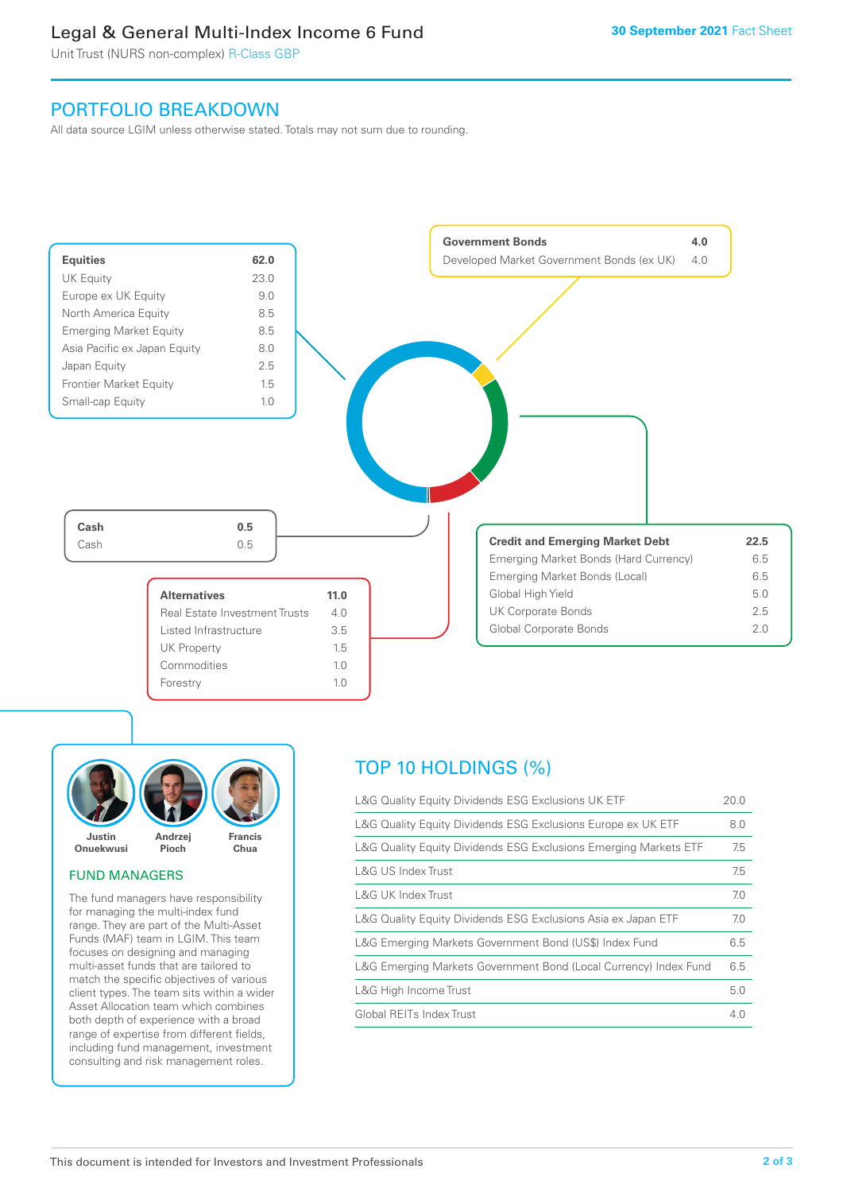# Legal & General Multi-Index Income 6 Fund

Unit Trust (NURS non-complex) R-Class GBP

30 September 2021 Fact Sheet

## PORTFOLIO BREAKDOWN

All data source LGIM unless otherwise stated. Totals may not sum due to rounding.

| Equities | 62.0 |
|---|---|
| UK Equity | 23.0 |
| Europe ex UK Equity | 9.0 |
| North America Equity | 8.5 |
| Emerging Market Equity | 8.5 |
| Asia Pacific ex Japan Equity | 8.0 |
| Japan Equity | 2.5 |
| Frontier Market Equity | 1.5 |
| Small-cap Equity | 1.0 |

| Government Bonds | 4.0 |
|---|---|
| Developed Market Government Bonds (ex UK) | 4.0 |

| Cash | 0.5 |
|---|---|
| Cash | 0.5 |

| Credit and Emerging Market Debt | 22.5 |
|---|---|
| Emerging Market Bonds (Hard Currency) | 6.5 |
| Emerging Market Bonds (Local) | 6.5 |
| Global High Yield | 5.0 |
| UK Corporate Bonds | 2.5 |
| Global Corporate Bonds | 2.0 |

| Alternatives | 11.0 |
|---|---|
| Real Estate Investment Trusts | 4.0 |
| Listed Infrastructure | 3.5 |
| UK Property | 1.5 |
| Commodities | 1.0 |
| Forestry | 1.0 |

Justin Onuekwusi, Andrzej Pioch, Francis Chua

### FUND MANAGERS

The fund managers have responsibility for managing the multi-index fund range. They are part of the Multi-Asset Funds (MAF) team in LGIM. This team focuses on designing and managing multi-asset funds that are tailored to match the specific objectives of various client types. The team sits within a wider Asset Allocation team which combines both depth of experience with a broad range of expertise from different fields, including fund management, investment consulting and risk management roles.

## TOP 10 HOLDINGS (%)

| Holding | % |
|---|---|
| L&G Quality Equity Dividends ESG Exclusions UK ETF | 20.0 |
| L&G Quality Equity Dividends ESG Exclusions Europe ex UK ETF | 8.0 |
| L&G Quality Equity Dividends ESG Exclusions Emerging Markets ETF | 7.5 |
| L&G US Index Trust | 7.5 |
| L&G UK Index Trust | 7.0 |
| L&G Quality Equity Dividends ESG Exclusions Asia ex Japan ETF | 7.0 |
| L&G Emerging Markets Government Bond (US$) Index Fund | 6.5 |
| L&G Emerging Markets Government Bond (Local Currency) Index Fund | 6.5 |
| L&G High Income Trust | 5.0 |
| Global REITs Index Trust | 4.0 |

This document is intended for Investors and Investment Professionals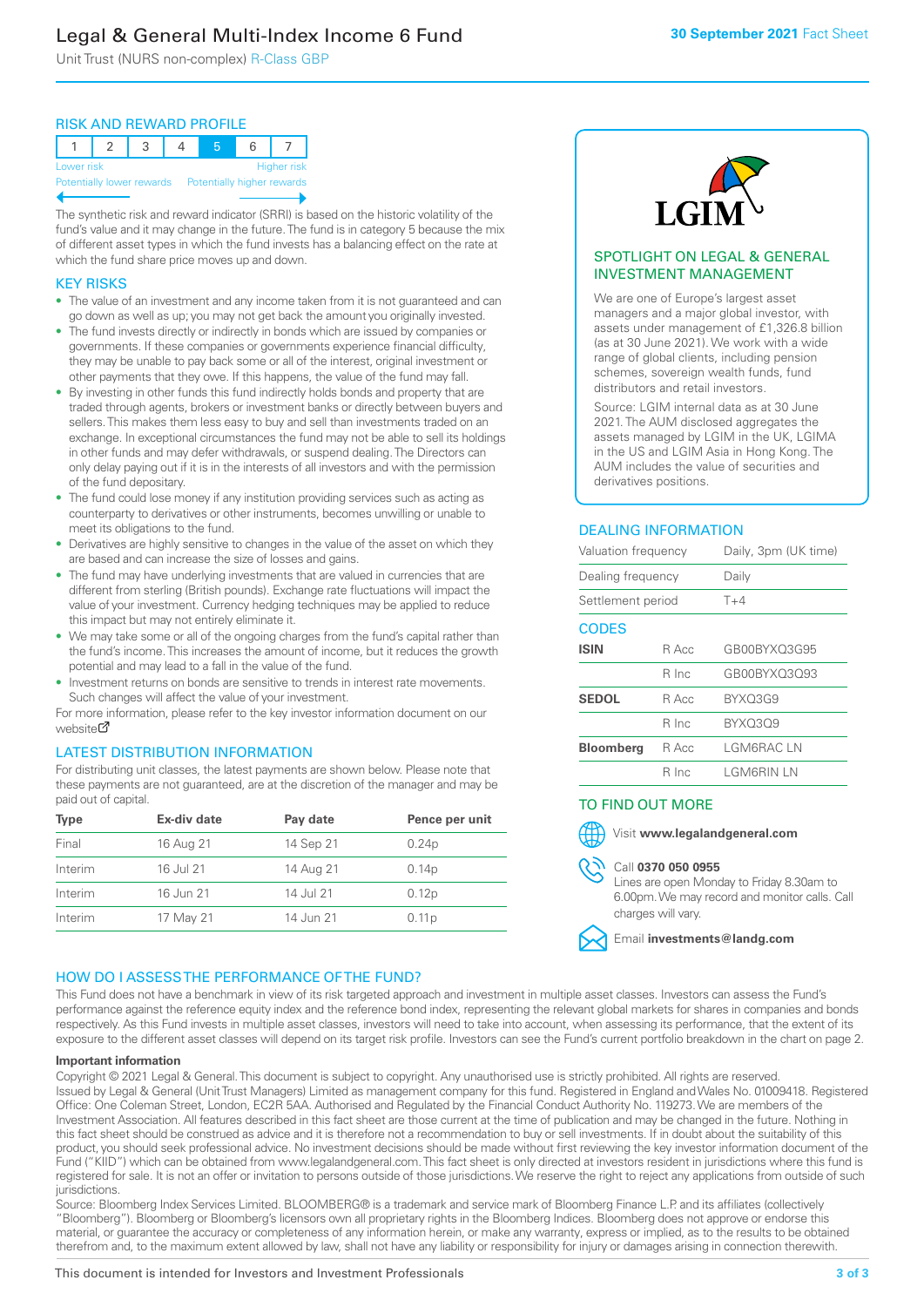# Legal & General Multi-Index Income 6 Fund

Unit Trust (NURS non-complex) R-Class GBP

**30 September 2021** Fact Sheet

## RISK AND REWARD PROFILE

| 1 | 2 | 3 | 4 | 5 | 6 | 7 |
|---|---|---|---|---|---|---|

Lower risk — Higher risk

Potentially lower rewards — Potentially higher rewards

The synthetic risk and reward indicator (SRRI) is based on the historic volatility of the fund's value and it may change in the future. The fund is in category 5 because the mix of different asset types in which the fund invests has a balancing effect on the rate at which the fund share price moves up and down.

## KEY RISKS

- The value of an investment and any income taken from it is not guaranteed and can go down as well as up; you may not get back the amount you originally invested.
- The fund invests directly or indirectly in bonds which are issued by companies or governments. If these companies or governments experience financial difficulty, they may be unable to pay back some or all of the interest, original investment or other payments that they owe. If this happens, the value of the fund may fall.
- By investing in other funds this fund indirectly holds bonds and property that are traded through agents, brokers or investment banks or directly between buyers and sellers. This makes them less easy to buy and sell than investments traded on an exchange. In exceptional circumstances the fund may not be able to sell its holdings in other funds and may defer withdrawals, or suspend dealing. The Directors can only delay paying out if it is in the interests of all investors and with the permission of the fund depositary.
- The fund could lose money if any institution providing services such as acting as counterparty to derivatives or other instruments, becomes unwilling or unable to meet its obligations to the fund.
- Derivatives are highly sensitive to changes in the value of the asset on which they are based and can increase the size of losses and gains.
- The fund may have underlying investments that are valued in currencies that are different from sterling (British pounds). Exchange rate fluctuations will impact the value of your investment. Currency hedging techniques may be applied to reduce this impact but may not entirely eliminate it.
- We may take some or all of the ongoing charges from the fund's capital rather than the fund's income. This increases the amount of income, but it reduces the growth potential and may lead to a fall in the value of the fund.
- Investment returns on bonds are sensitive to trends in interest rate movements. Such changes will affect the value of your investment.

For more information, please refer to the key investor information document on our website

## LATEST DISTRIBUTION INFORMATION

For distributing unit classes, the latest payments are shown below. Please note that these payments are not guaranteed, are at the discretion of the manager and may be paid out of capital.

| Type | Ex-div date | Pay date | Pence per unit |
|---|---|---|---|
| Final | 16 Aug 21 | 14 Sep 21 | 0.24p |
| Interim | 16 Jul 21 | 14 Aug 21 | 0.14p |
| Interim | 16 Jun 21 | 14 Jul 21 | 0.12p |
| Interim | 17 May 21 | 14 Jun 21 | 0.11p |

LGIM

## SPOTLIGHT ON LEGAL & GENERAL INVESTMENT MANAGEMENT

We are one of Europe's largest asset managers and a major global investor, with assets under management of £1,326.8 billion (as at 30 June 2021). We work with a wide range of global clients, including pension schemes, sovereign wealth funds, fund distributors and retail investors.

Source: LGIM internal data as at 30 June 2021. The AUM disclosed aggregates the assets managed by LGIM in the UK, LGIMA in the US and LGIM Asia in Hong Kong. The AUM includes the value of securities and derivatives positions.

## DEALING INFORMATION

| | |
|---|---|
| Valuation frequency | Daily, 3pm (UK time) |
| Dealing frequency | Daily |
| Settlement period | T+4 |

## CODES

| | | |
|---|---|---|
| **ISIN** | R Acc | GB00BYXQ3G95 |
| | R Inc | GB00BYXQ3Q93 |
| **SEDOL** | R Acc | BYXQ3G9 |
| | R Inc | BYXQ3Q9 |
| **Bloomberg** | R Acc | LGM6RAC LN |
| | R Inc | LGM6RIN LN |

## TO FIND OUT MORE

Visit **www.legalandgeneral.com**

Call **0370 050 0955**
Lines are open Monday to Friday 8.30am to 6.00pm. We may record and monitor calls. Call charges will vary.

Email **investments@landg.com**

## HOW DO I ASSESS THE PERFORMANCE OF THE FUND?

This Fund does not have a benchmark in view of its risk targeted approach and investment in multiple asset classes. Investors can assess the Fund's performance against the reference equity index and the reference bond index, representing the relevant global markets for shares in companies and bonds respectively. As this Fund invests in multiple asset classes, investors will need to take into account, when assessing its performance, that the extent of its exposure to the different asset classes will depend on its target risk profile. Investors can see the Fund's current portfolio breakdown in the chart on page 2.

**Important information**

Copyright © 2021 Legal & General. This document is subject to copyright. Any unauthorised use is strictly prohibited. All rights are reserved.
Issued by Legal & General (Unit Trust Managers) Limited as management company for this fund. Registered in England and Wales No. 01009418. Registered Office: One Coleman Street, London, EC2R 5AA. Authorised and Regulated by the Financial Conduct Authority No. 119273. We are members of the Investment Association. All features described in this fact sheet are those current at the time of publication and may be changed in the future. Nothing in this fact sheet should be construed as advice and it is therefore not a recommendation to buy or sell investments. If in doubt about the suitability of this product, you should seek professional advice. No investment decisions should be made without first reviewing the key investor information document of the Fund ("KIID") which can be obtained from www.legalandgeneral.com. This fact sheet is only directed at investors resident in jurisdictions where this fund is registered for sale. It is not an offer or invitation to persons outside of those jurisdictions. We reserve the right to reject any applications from outside of such jurisdictions.
Source: Bloomberg Index Services Limited. BLOOMBERG® is a trademark and service mark of Bloomberg Finance L.P. and its affiliates (collectively "Bloomberg"). Bloomberg or Bloomberg's licensors own all proprietary rights in the Bloomberg Indices. Bloomberg does not approve or endorse this material, or guarantee the accuracy or completeness of any information herein, or make any warranty, express or implied, as to the results to be obtained therefrom and, to the maximum extent allowed by law, shall not have any liability or responsibility for injury or damages arising in connection therewith.

This document is intended for Investors and Investment Professionals